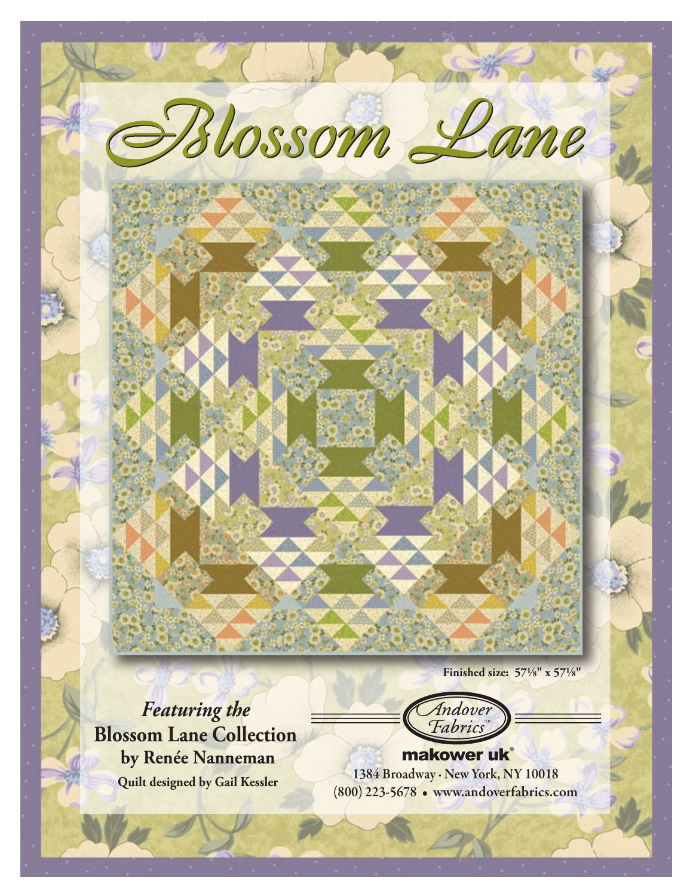# Blossom Lane

Finished size: 57⅛" x 57⅛"

***Featuring the***
**Blossom Lane Collection**
**by Renée Nanneman**
**Quilt designed by Gail Kessler**

Andover Fabrics™

makower uk®

1384 Broadway • New York, NY 10018
(800) 223-5678 • www.andoverfabrics.com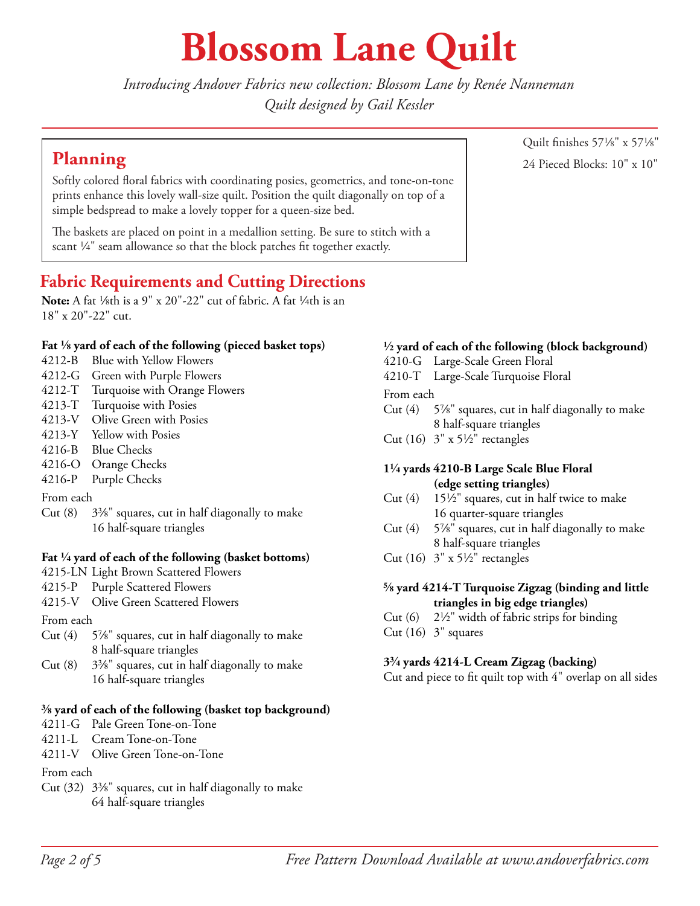# Blossom Lane Quilt

*Introducing Andover Fabrics new collection: Blossom Lane by Renée Nanneman*
*Quilt designed by Gail Kessler*

Quilt finishes 57⅛" x 57⅛"

24 Pieced Blocks: 10" x 10"

## Planning

Softly colored floral fabrics with coordinating posies, geometrics, and tone-on-tone prints enhance this lovely wall-size quilt. Position the quilt diagonally on top of a simple bedspread to make a lovely topper for a queen-size bed.

The baskets are placed on point in a medallion setting. Be sure to stitch with a scant ¼" seam allowance so that the block patches fit together exactly.

## Fabric Requirements and Cutting Directions

**Note:** A fat ⅛th is a 9" x 20"-22" cut of fabric. A fat ¼th is an 18" x 20"-22" cut.

**Fat ⅛ yard of each of the following (pieced basket tops)**

4212-B Blue with Yellow Flowers
4212-G Green with Purple Flowers
4212-T Turquoise with Orange Flowers
4213-T Turquoise with Posies
4213-V Olive Green with Posies
4213-Y Yellow with Posies
4216-B Blue Checks
4216-O Orange Checks
4216-P Purple Checks

From each
Cut (8) 3⅜" squares, cut in half diagonally to make 16 half-square triangles

**Fat ¼ yard of each of the following (basket bottoms)**

4215-LN Light Brown Scattered Flowers
4215-P Purple Scattered Flowers
4215-V Olive Green Scattered Flowers

From each
Cut (4) 5⅞" squares, cut in half diagonally to make 8 half-square triangles
Cut (8) 3⅜" squares, cut in half diagonally to make 16 half-square triangles

**⅜ yard of each of the following (basket top background)**

4211-G Pale Green Tone-on-Tone
4211-L Cream Tone-on-Tone
4211-V Olive Green Tone-on-Tone

From each
Cut (32) 3⅜" squares, cut in half diagonally to make 64 half-square triangles

**½ yard of each of the following (block background)**

4210-G Large-Scale Green Floral
4210-T Large-Scale Turquoise Floral

From each
Cut (4) 5⅞" squares, cut in half diagonally to make 8 half-square triangles
Cut (16) 3" x 5½" rectangles

**1¼ yards 4210-B Large Scale Blue Floral (edge setting triangles)**

Cut (4) 15½" squares, cut in half twice to make 16 quarter-square triangles
Cut (4) 5⅞" squares, cut in half diagonally to make 8 half-square triangles
Cut (16) 3" x 5½" rectangles

**⅝ yard 4214-T Turquoise Zigzag (binding and little triangles in big edge triangles)**

Cut (6) 2½" width of fabric strips for binding
Cut (16) 3" squares

**3¾ yards 4214-L Cream Zigzag (backing)**

Cut and piece to fit quilt top with 4" overlap on all sides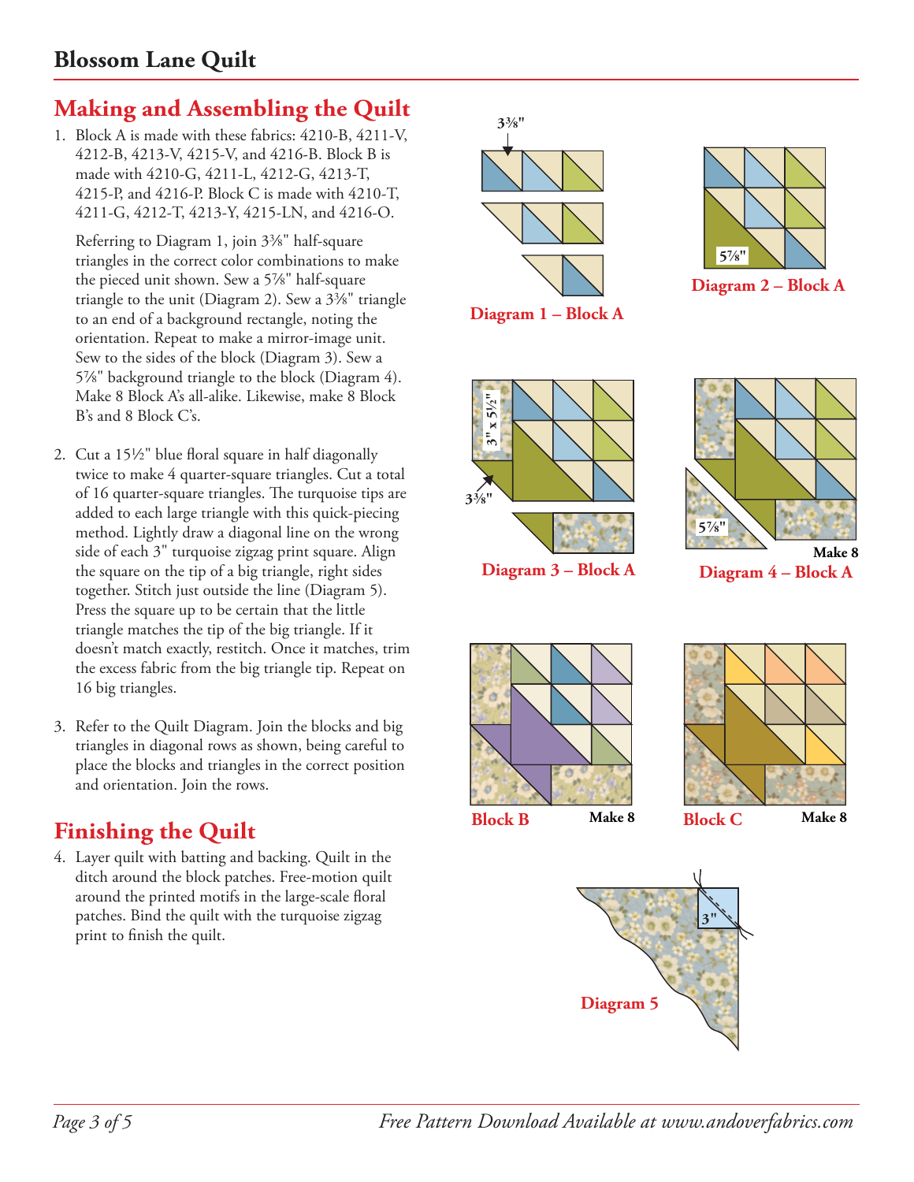# Blossom Lane Quilt

## Making and Assembling the Quilt

1. Block A is made with these fabrics: 4210-B, 4211-V, 4212-B, 4213-V, 4215-V, and 4216-B. Block B is made with 4210-G, 4211-L, 4212-G, 4213-T, 4215-P, and 4216-P. Block C is made with 4210-T, 4211-G, 4212-T, 4213-Y, 4215-LN, and 4216-O.

   Referring to Diagram 1, join 3⅜" half-square triangles in the correct color combinations to make the pieced unit shown. Sew a 5⅞" half-square triangle to the unit (Diagram 2). Sew a 3⅜" triangle to an end of a background rectangle, noting the orientation. Repeat to make a mirror-image unit. Sew to the sides of the block (Diagram 3). Sew a 5⅞" background triangle to the block (Diagram 4). Make 8 Block A's all-alike. Likewise, make 8 Block B's and 8 Block C's.

2. Cut a 15½" blue floral square in half diagonally twice to make 4 quarter-square triangles. Cut a total of 16 quarter-square triangles. The turquoise tips are added to each large triangle with this quick-piecing method. Lightly draw a diagonal line on the wrong side of each 3" turquoise zigzag print square. Align the square on the tip of a big triangle, right sides together. Stitch just outside the line (Diagram 5). Press the square up to be certain that the little triangle matches the tip of the big triangle. If it doesn't match exactly, restitch. Once it matches, trim the excess fabric from the big triangle tip. Repeat on 16 big triangles.

3. Refer to the Quilt Diagram. Join the blocks and big triangles in diagonal rows as shown, being careful to place the blocks and triangles in the correct position and orientation. Join the rows.

## Finishing the Quilt

4. Layer quilt with batting and backing. Quilt in the ditch around the block patches. Free-motion quilt around the printed motifs in the large-scale floral patches. Bind the quilt with the turquoise zigzag print to finish the quilt.

3⅜"

Diagram 1 – Block A

5⅞"

Diagram 2 – Block A

3" x 5½"

3⅜"

Diagram 3 – Block A

5⅞"

Make 8

Diagram 4 – Block A

Block B Make 8

Block C Make 8

3"

Diagram 5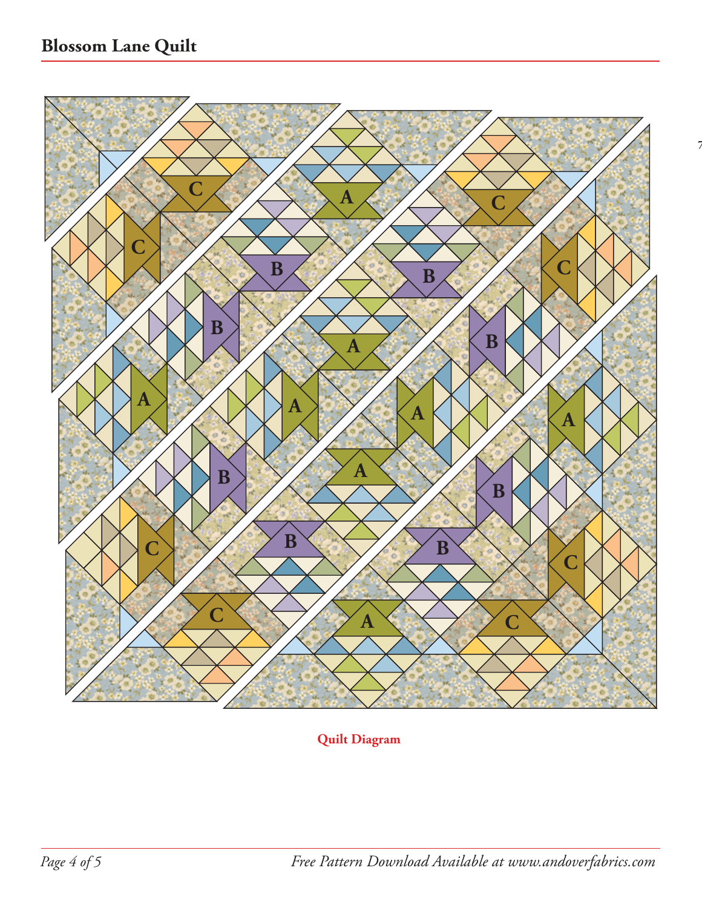Quilt Diagram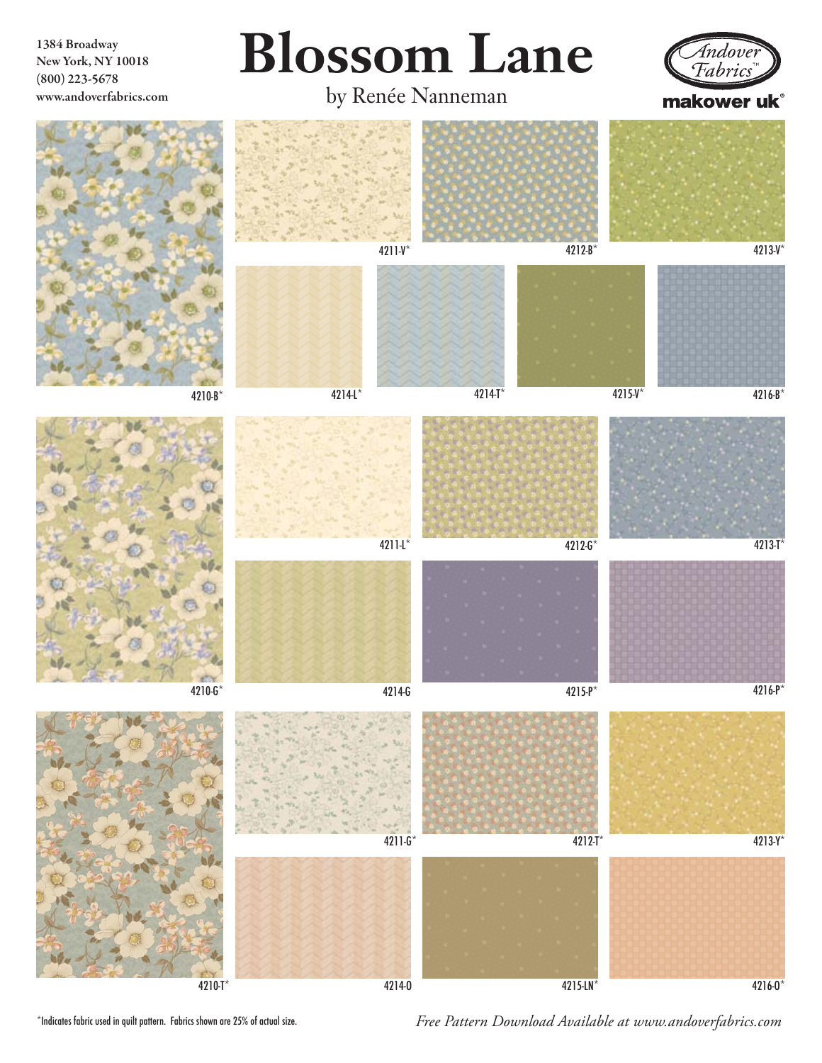1384 Broadway
New York, NY 10018
(800) 223-5678
www.andoverfabrics.com

# Blossom Lane

by Renée Nanneman

Andover Fabrics™

makower uk®

4211-V*

4212-B*

4213-V*

4210-B*

4214-L*

4214-T*

4215-V*

4216-B*

4211-L*

4212-G*

4213-T*

4210-G*

4214-G

4215-P*

4216-P*

4211-G*

4212-T*

4213-Y*

4210-T*

4214-O

4215-LN*

4216-O*

*Indicates fabric used in quilt pattern. Fabrics shown are 25% of actual size.

*Free Pattern Download Available at www.andoverfabrics.com*